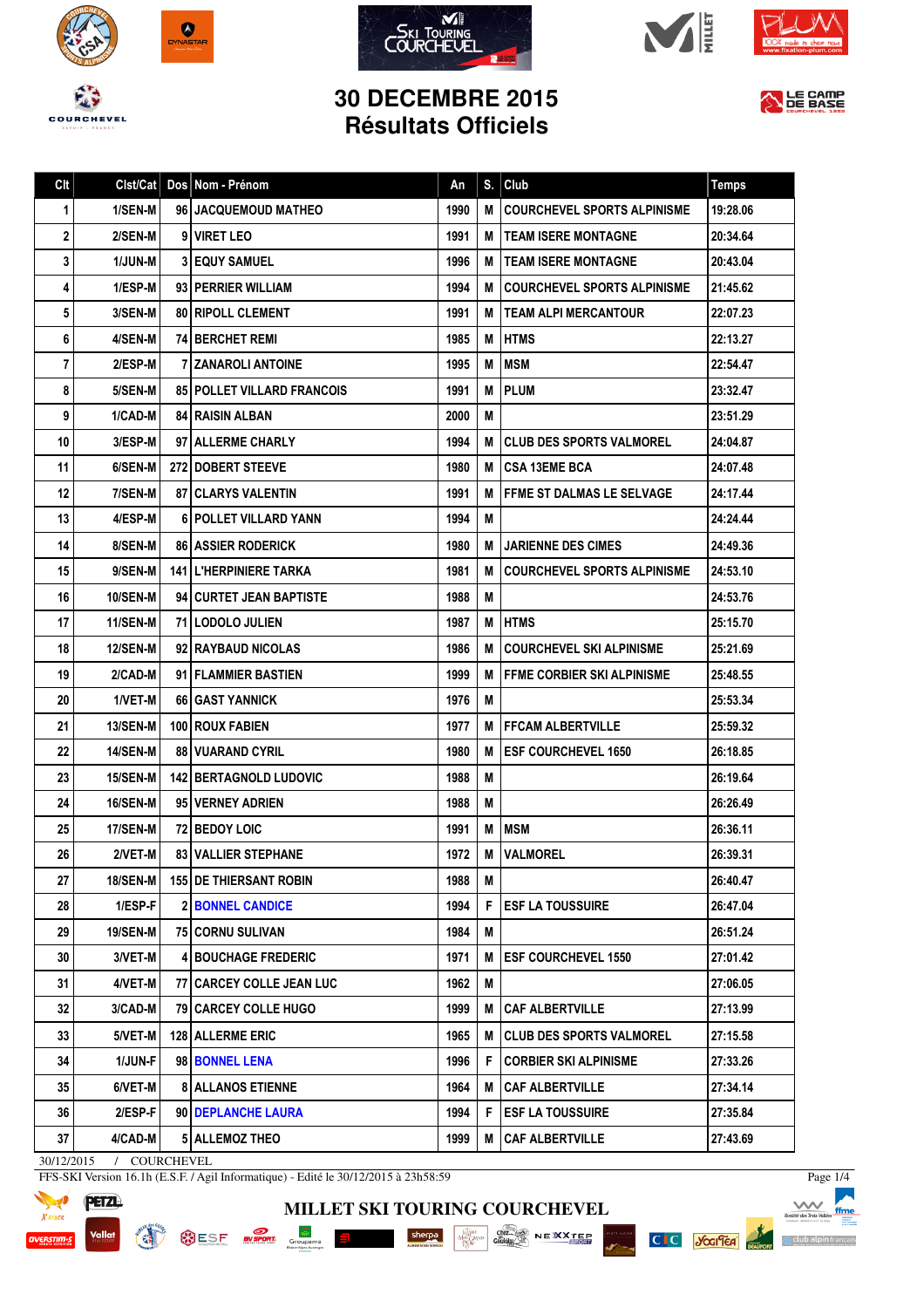# 30 DECEMBRE 2015
# Résultats Officiels

| Clt | Clst/Cat | Dos | Nom - Prénom | An | S. | Club | Temps |
|---|---|---|---|---|---|---|---|
| 1 | 1/SEN-M | 96 | JACQUEMOUD MATHEO | 1990 | M | COURCHEVEL SPORTS ALPINISME | 19:28.06 |
| 2 | 2/SEN-M | 9 | VIRET LEO | 1991 | M | TEAM ISERE MONTAGNE | 20:34.64 |
| 3 | 1/JUN-M | 3 | EQUY SAMUEL | 1996 | M | TEAM ISERE MONTAGNE | 20:43.04 |
| 4 | 1/ESP-M | 93 | PERRIER WILLIAM | 1994 | M | COURCHEVEL SPORTS ALPINISME | 21:45.62 |
| 5 | 3/SEN-M | 80 | RIPOLL CLEMENT | 1991 | M | TEAM ALPI MERCANTOUR | 22:07.23 |
| 6 | 4/SEN-M | 74 | BERCHET REMI | 1985 | M | HTMS | 22:13.27 |
| 7 | 2/ESP-M | 7 | ZANAROLI ANTOINE | 1995 | M | MSM | 22:54.47 |
| 8 | 5/SEN-M | 85 | POLLET VILLARD FRANCOIS | 1991 | M | PLUM | 23:32.47 |
| 9 | 1/CAD-M | 84 | RAISIN ALBAN | 2000 | M | | 23:51.29 |
| 10 | 3/ESP-M | 97 | ALLERME CHARLY | 1994 | M | CLUB DES SPORTS VALMOREL | 24:04.87 |
| 11 | 6/SEN-M | 272 | DOBERT STEEVE | 1980 | M | CSA 13EME BCA | 24:07.48 |
| 12 | 7/SEN-M | 87 | CLARYS VALENTIN | 1991 | M | FFME ST DALMAS LE SELVAGE | 24:17.44 |
| 13 | 4/ESP-M | 6 | POLLET VILLARD YANN | 1994 | M | | 24:24.44 |
| 14 | 8/SEN-M | 86 | ASSIER RODERICK | 1980 | M | JARIENNE DES CIMES | 24:49.36 |
| 15 | 9/SEN-M | 141 | L'HERPINIERE TARKA | 1981 | M | COURCHEVEL SPORTS ALPINISME | 24:53.10 |
| 16 | 10/SEN-M | 94 | CURTET JEAN BAPTISTE | 1988 | M | | 24:53.76 |
| 17 | 11/SEN-M | 71 | LODOLO JULIEN | 1987 | M | HTMS | 25:15.70 |
| 18 | 12/SEN-M | 92 | RAYBAUD NICOLAS | 1986 | M | COURCHEVEL SKI ALPINISME | 25:21.69 |
| 19 | 2/CAD-M | 91 | FLAMMIER BASTIEN | 1999 | M | FFME CORBIER SKI ALPINISME | 25:48.55 |
| 20 | 1/VET-M | 66 | GAST YANNICK | 1976 | M | | 25:53.34 |
| 21 | 13/SEN-M | 100 | ROUX FABIEN | 1977 | M | FFCAM ALBERTVILLE | 25:59.32 |
| 22 | 14/SEN-M | 88 | VUARAND CYRIL | 1980 | M | ESF COURCHEVEL 1650 | 26:18.85 |
| 23 | 15/SEN-M | 142 | BERTAGNOLD LUDOVIC | 1988 | M | | 26:19.64 |
| 24 | 16/SEN-M | 95 | VERNEY ADRIEN | 1988 | M | | 26:26.49 |
| 25 | 17/SEN-M | 72 | BEDOY LOIC | 1991 | M | MSM | 26:36.11 |
| 26 | 2/VET-M | 83 | VALLIER STEPHANE | 1972 | M | VALMOREL | 26:39.31 |
| 27 | 18/SEN-M | 155 | DE THIERSANT ROBIN | 1988 | M | | 26:40.47 |
| 28 | 1/ESP-F | 2 | BONNEL CANDICE | 1994 | F | ESF LA TOUSSUIRE | 26:47.04 |
| 29 | 19/SEN-M | 75 | CORNU SULIVAN | 1984 | M | | 26:51.24 |
| 30 | 3/VET-M | 4 | BOUCHAGE FREDERIC | 1971 | M | ESF COURCHEVEL 1550 | 27:01.42 |
| 31 | 4/VET-M | 77 | CARCEY COLLE JEAN LUC | 1962 | M | | 27:06.05 |
| 32 | 3/CAD-M | 79 | CARCEY COLLE HUGO | 1999 | M | CAF ALBERTVILLE | 27:13.99 |
| 33 | 5/VET-M | 128 | ALLERME ERIC | 1965 | M | CLUB DES SPORTS VALMOREL | 27:15.58 |
| 34 | 1/JUN-F | 98 | BONNEL LENA | 1996 | F | CORBIER SKI ALPINISME | 27:33.26 |
| 35 | 6/VET-M | 8 | ALLANOS ETIENNE | 1964 | M | CAF ALBERTVILLE | 27:34.14 |
| 36 | 2/ESP-F | 90 | DEPLANCHE LAURA | 1994 | F | ESF LA TOUSSUIRE | 27:35.84 |
| 37 | 4/CAD-M | 5 | ALLEMOZ THEO | 1999 | M | CAF ALBERTVILLE | 27:43.69 |

30/12/2015 / COURCHEVEL

FFS-SKI Version 16.1h (E.S.F. / Agil Informatique) - Edité le 30/12/2015 à 23h58:59

MILLET SKI TOURING COURCHEVEL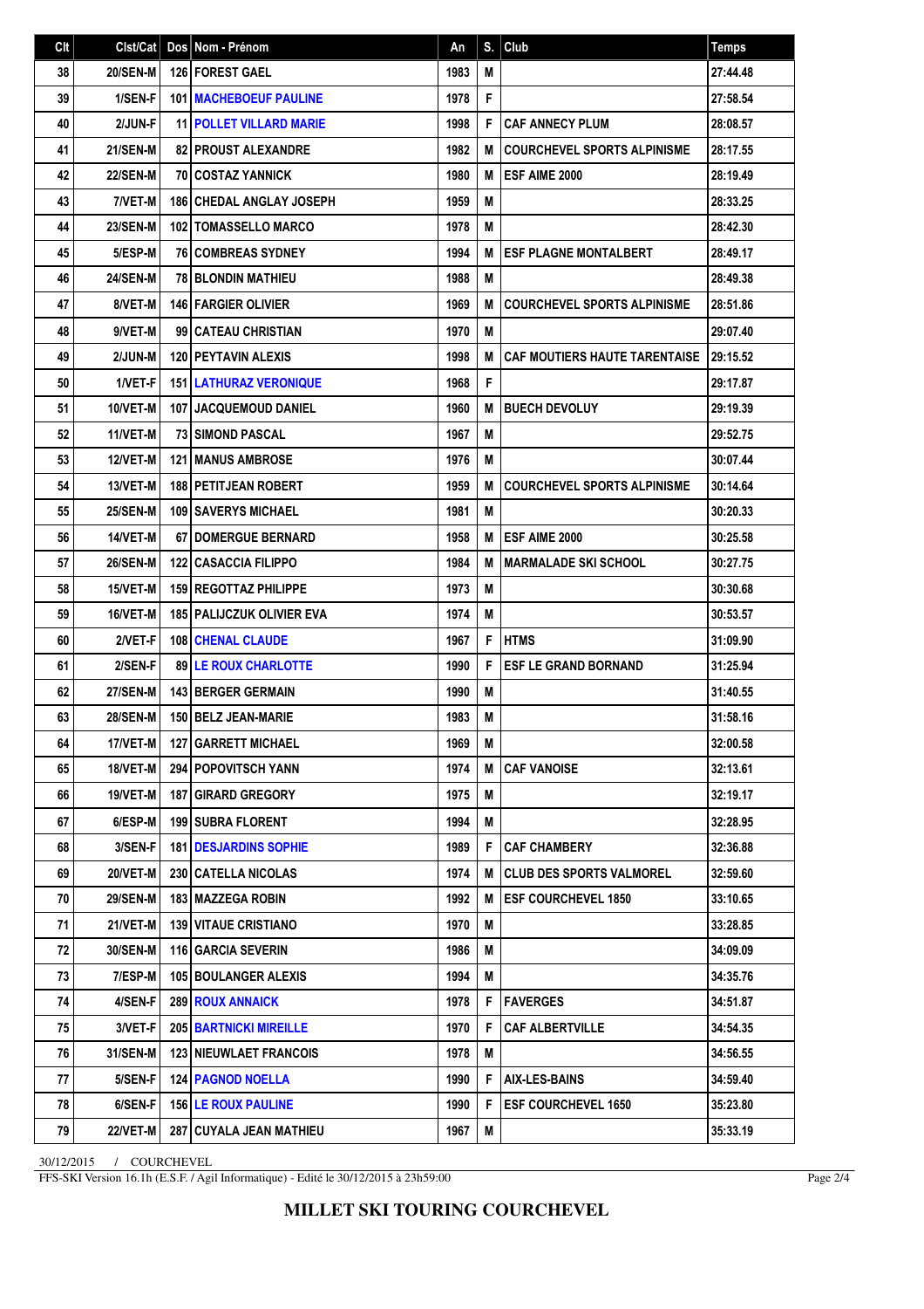| Clt | Clst/Cat | Dos | Nom - Prénom | An | S. | Club | Temps |
|---|---|---|---|---|---|---|---|
| 38 | 20/SEN-M | 126 | FOREST GAEL | 1983 | M | | 27:44.48 |
| 39 | 1/SEN-F | 101 | MACHEBOEUF PAULINE | 1978 | F | | 27:58.54 |
| 40 | 2/JUN-F | 11 | POLLET VILLARD MARIE | 1998 | F | CAF ANNECY PLUM | 28:08.57 |
| 41 | 21/SEN-M | 82 | PROUST ALEXANDRE | 1982 | M | COURCHEVEL SPORTS ALPINISME | 28:17.55 |
| 42 | 22/SEN-M | 70 | COSTAZ YANNICK | 1980 | M | ESF AIME 2000 | 28:19.49 |
| 43 | 7/VET-M | 186 | CHEDAL ANGLAY JOSEPH | 1959 | M | | 28:33.25 |
| 44 | 23/SEN-M | 102 | TOMASSELLO MARCO | 1978 | M | | 28:42.30 |
| 45 | 5/ESP-M | 76 | COMBREAS SYDNEY | 1994 | M | ESF PLAGNE MONTALBERT | 28:49.17 |
| 46 | 24/SEN-M | 78 | BLONDIN MATHIEU | 1988 | M | | 28:49.38 |
| 47 | 8/VET-M | 146 | FARGIER OLIVIER | 1969 | M | COURCHEVEL SPORTS ALPINISME | 28:51.86 |
| 48 | 9/VET-M | 99 | CATEAU CHRISTIAN | 1970 | M | | 29:07.40 |
| 49 | 2/JUN-M | 120 | PEYTAVIN ALEXIS | 1998 | M | CAF MOUTIERS HAUTE TARENTAISE | 29:15.52 |
| 50 | 1/VET-F | 151 | LATHURAZ VERONIQUE | 1968 | F | | 29:17.87 |
| 51 | 10/VET-M | 107 | JACQUEMOUD DANIEL | 1960 | M | BUECH DEVOLUY | 29:19.39 |
| 52 | 11/VET-M | 73 | SIMOND PASCAL | 1967 | M | | 29:52.75 |
| 53 | 12/VET-M | 121 | MANUS AMBROSE | 1976 | M | | 30:07.44 |
| 54 | 13/VET-M | 188 | PETITJEAN ROBERT | 1959 | M | COURCHEVEL SPORTS ALPINISME | 30:14.64 |
| 55 | 25/SEN-M | 109 | SAVERYS MICHAEL | 1981 | M | | 30:20.33 |
| 56 | 14/VET-M | 67 | DOMERGUE BERNARD | 1958 | M | ESF AIME 2000 | 30:25.58 |
| 57 | 26/SEN-M | 122 | CASACCIA FILIPPO | 1984 | M | MARMALADE SKI SCHOOL | 30:27.75 |
| 58 | 15/VET-M | 159 | REGOTTAZ PHILIPPE | 1973 | M | | 30:30.68 |
| 59 | 16/VET-M | 185 | PALIJCZUK OLIVIER EVA | 1974 | M | | 30:53.57 |
| 60 | 2/VET-F | 108 | CHENAL CLAUDE | 1967 | F | HTMS | 31:09.90 |
| 61 | 2/SEN-F | 89 | LE ROUX CHARLOTTE | 1990 | F | ESF LE GRAND BORNAND | 31:25.94 |
| 62 | 27/SEN-M | 143 | BERGER GERMAIN | 1990 | M | | 31:40.55 |
| 63 | 28/SEN-M | 150 | BELZ JEAN-MARIE | 1983 | M | | 31:58.16 |
| 64 | 17/VET-M | 127 | GARRETT MICHAEL | 1969 | M | | 32:00.58 |
| 65 | 18/VET-M | 294 | POPOVITSCH YANN | 1974 | M | CAF VANOISE | 32:13.61 |
| 66 | 19/VET-M | 187 | GIRARD GREGORY | 1975 | M | | 32:19.17 |
| 67 | 6/ESP-M | 199 | SUBRA FLORENT | 1994 | M | | 32:28.95 |
| 68 | 3/SEN-F | 181 | DESJARDINS SOPHIE | 1989 | F | CAF CHAMBERY | 32:36.88 |
| 69 | 20/VET-M | 230 | CATELLA NICOLAS | 1974 | M | CLUB DES SPORTS VALMOREL | 32:59.60 |
| 70 | 29/SEN-M | 183 | MAZZEGA ROBIN | 1992 | M | ESF COURCHEVEL 1850 | 33:10.65 |
| 71 | 21/VET-M | 139 | VITAUE CRISTIANO | 1970 | M | | 33:28.85 |
| 72 | 30/SEN-M | 116 | GARCIA SEVERIN | 1986 | M | | 34:09.09 |
| 73 | 7/ESP-M | 105 | BOULANGER ALEXIS | 1994 | M | | 34:35.76 |
| 74 | 4/SEN-F | 289 | ROUX ANNAICK | 1978 | F | FAVERGES | 34:51.87 |
| 75 | 3/VET-F | 205 | BARTNICKI MIREILLE | 1970 | F | CAF ALBERTVILLE | 34:54.35 |
| 76 | 31/SEN-M | 123 | NIEUWLAET FRANCOIS | 1978 | M | | 34:56.55 |
| 77 | 5/SEN-F | 124 | PAGNOD NOELLA | 1990 | F | AIX-LES-BAINS | 34:59.40 |
| 78 | 6/SEN-F | 156 | LE ROUX PAULINE | 1990 | F | ESF COURCHEVEL 1650 | 35:23.80 |
| 79 | 22/VET-M | 287 | CUYALA JEAN MATHIEU | 1967 | M | | 35:33.19 |

30/12/2015 / COURCHEVEL

FFS-SKI Version 16.1h (E.S.F. / Agil Informatique) - Edité le 30/12/2015 à 23h59:00

**MILLET SKI TOURING COURCHEVEL**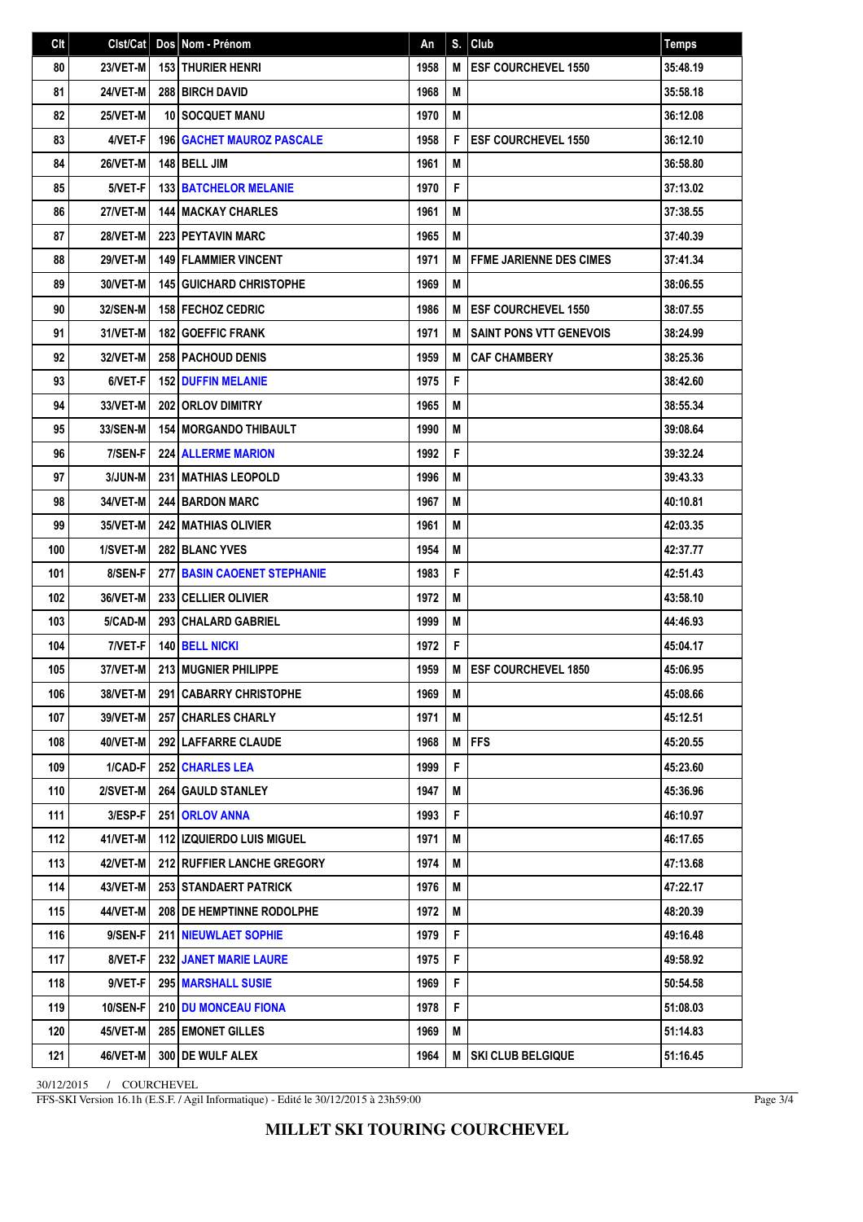| Clt | Clst/Cat | Dos | Nom - Prénom | An | S. | Club | Temps |
|---|---|---|---|---|---|---|---|
| 80 | 23/VET-M | 153 | THURIER HENRI | 1958 | M | ESF COURCHEVEL 1550 | 35:48.19 |
| 81 | 24/VET-M | 288 | BIRCH DAVID | 1968 | M | | 35:58.18 |
| 82 | 25/VET-M | 10 | SOCQUET MANU | 1970 | M | | 36:12.08 |
| 83 | 4/VET-F | 196 | GACHET MAUROZ PASCALE | 1958 | F | ESF COURCHEVEL 1550 | 36:12.10 |
| 84 | 26/VET-M | 148 | BELL JIM | 1961 | M | | 36:58.80 |
| 85 | 5/VET-F | 133 | BATCHELOR MELANIE | 1970 | F | | 37:13.02 |
| 86 | 27/VET-M | 144 | MACKAY CHARLES | 1961 | M | | 37:38.55 |
| 87 | 28/VET-M | 223 | PEYTAVIN MARC | 1965 | M | | 37:40.39 |
| 88 | 29/VET-M | 149 | FLAMMIER VINCENT | 1971 | M | FFME JARIENNE DES CIMES | 37:41.34 |
| 89 | 30/VET-M | 145 | GUICHARD CHRISTOPHE | 1969 | M | | 38:06.55 |
| 90 | 32/SEN-M | 158 | FECHOZ CEDRIC | 1986 | M | ESF COURCHEVEL 1550 | 38:07.55 |
| 91 | 31/VET-M | 182 | GOEFFIC FRANK | 1971 | M | SAINT PONS VTT GENEVOIS | 38:24.99 |
| 92 | 32/VET-M | 258 | PACHOUD DENIS | 1959 | M | CAF CHAMBERY | 38:25.36 |
| 93 | 6/VET-F | 152 | DUFFIN MELANIE | 1975 | F | | 38:42.60 |
| 94 | 33/VET-M | 202 | ORLOV DIMITRY | 1965 | M | | 38:55.34 |
| 95 | 33/SEN-M | 154 | MORGANDO THIBAULT | 1990 | M | | 39:08.64 |
| 96 | 7/SEN-F | 224 | ALLERME MARION | 1992 | F | | 39:32.24 |
| 97 | 3/JUN-M | 231 | MATHIAS LEOPOLD | 1996 | M | | 39:43.33 |
| 98 | 34/VET-M | 244 | BARDON MARC | 1967 | M | | 40:10.81 |
| 99 | 35/VET-M | 242 | MATHIAS OLIVIER | 1961 | M | | 42:03.35 |
| 100 | 1/SVET-M | 282 | BLANC YVES | 1954 | M | | 42:37.77 |
| 101 | 8/SEN-F | 277 | BASIN CAOENET STEPHANIE | 1983 | F | | 42:51.43 |
| 102 | 36/VET-M | 233 | CELLIER OLIVIER | 1972 | M | | 43:58.10 |
| 103 | 5/CAD-M | 293 | CHALARD GABRIEL | 1999 | M | | 44:46.93 |
| 104 | 7/VET-F | 140 | BELL NICKI | 1972 | F | | 45:04.17 |
| 105 | 37/VET-M | 213 | MUGNIER PHILIPPE | 1959 | M | ESF COURCHEVEL 1850 | 45:06.95 |
| 106 | 38/VET-M | 291 | CABARRY CHRISTOPHE | 1969 | M | | 45:08.66 |
| 107 | 39/VET-M | 257 | CHARLES CHARLY | 1971 | M | | 45:12.51 |
| 108 | 40/VET-M | 292 | LAFFARRE CLAUDE | 1968 | M | FFS | 45:20.55 |
| 109 | 1/CAD-F | 252 | CHARLES LEA | 1999 | F | | 45:23.60 |
| 110 | 2/SVET-M | 264 | GAULD STANLEY | 1947 | M | | 45:36.96 |
| 111 | 3/ESP-F | 251 | ORLOV ANNA | 1993 | F | | 46:10.97 |
| 112 | 41/VET-M | 112 | IZQUIERDO LUIS MIGUEL | 1971 | M | | 46:17.65 |
| 113 | 42/VET-M | 212 | RUFFIER LANCHE GREGORY | 1974 | M | | 47:13.68 |
| 114 | 43/VET-M | 253 | STANDAERT PATRICK | 1976 | M | | 47:22.17 |
| 115 | 44/VET-M | 208 | DE HEMPTINNE RODOLPHE | 1972 | M | | 48:20.39 |
| 116 | 9/SEN-F | 211 | NIEUWLAET SOPHIE | 1979 | F | | 49:16.48 |
| 117 | 8/VET-F | 232 | JANET MARIE LAURE | 1975 | F | | 49:58.92 |
| 118 | 9/VET-F | 295 | MARSHALL SUSIE | 1969 | F | | 50:54.58 |
| 119 | 10/SEN-F | 210 | DU MONCEAU FIONA | 1978 | F | | 51:08.03 |
| 120 | 45/VET-M | 285 | EMONET GILLES | 1969 | M | | 51:14.83 |
| 121 | 46/VET-M | 300 | DE WULF ALEX | 1964 | M | SKI CLUB BELGIQUE | 51:16.45 |

30/12/2015 / COURCHEVEL

FFS-SKI Version 16.1h (E.S.F. / Agil Informatique) - Edité le 30/12/2015 à 23h59:00

**MILLET SKI TOURING COURCHEVEL**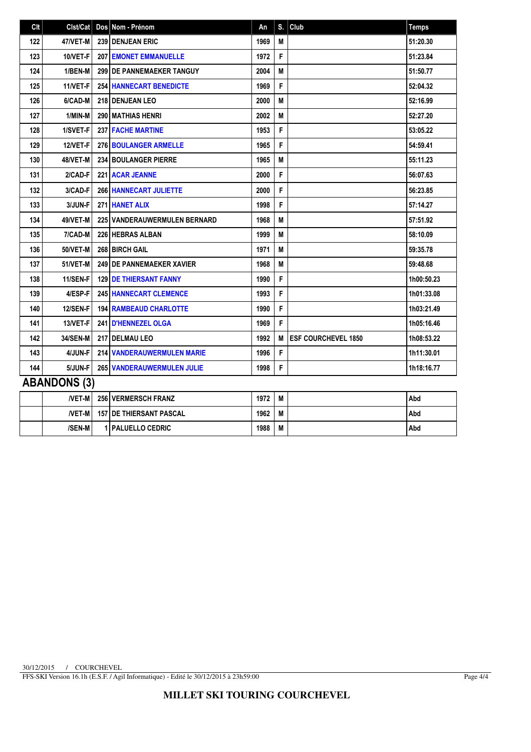| Clt | Clst/Cat | Dos | Nom - Prénom | An | S. | Club | Temps |
|---|---|---|---|---|---|---|---|
| 122 | 47/VET-M | 239 | DENJEAN ERIC | 1969 | M | | 51:20.30 |
| 123 | 10/VET-F | 207 | EMONET EMMANUELLE | 1972 | F | | 51:23.84 |
| 124 | 1/BEN-M | 299 | DE PANNEMAEKER TANGUY | 2004 | M | | 51:50.77 |
| 125 | 11/VET-F | 254 | HANNECART BENEDICTE | 1969 | F | | 52:04.32 |
| 126 | 6/CAD-M | 218 | DENJEAN LEO | 2000 | M | | 52:16.99 |
| 127 | 1/MIN-M | 290 | MATHIAS HENRI | 2002 | M | | 52:27.20 |
| 128 | 1/SVET-F | 237 | FACHE MARTINE | 1953 | F | | 53:05.22 |
| 129 | 12/VET-F | 276 | BOULANGER ARMELLE | 1965 | F | | 54:59.41 |
| 130 | 48/VET-M | 234 | BOULANGER PIERRE | 1965 | M | | 55:11.23 |
| 131 | 2/CAD-F | 221 | ACAR JEANNE | 2000 | F | | 56:07.63 |
| 132 | 3/CAD-F | 266 | HANNECART JULIETTE | 2000 | F | | 56:23.85 |
| 133 | 3/JUN-F | 271 | HANET ALIX | 1998 | F | | 57:14.27 |
| 134 | 49/VET-M | 225 | VANDERAUWERMULEN BERNARD | 1968 | M | | 57:51.92 |
| 135 | 7/CAD-M | 226 | HEBRAS ALBAN | 1999 | M | | 58:10.09 |
| 136 | 50/VET-M | 268 | BIRCH GAIL | 1971 | M | | 59:35.78 |
| 137 | 51/VET-M | 249 | DE PANNEMAEKER XAVIER | 1968 | M | | 59:48.68 |
| 138 | 11/SEN-F | 129 | DE THIERSANT FANNY | 1990 | F | | 1h00:50.23 |
| 139 | 4/ESP-F | 245 | HANNECART CLEMENCE | 1993 | F | | 1h01:33.08 |
| 140 | 12/SEN-F | 194 | RAMBEAUD CHARLOTTE | 1990 | F | | 1h03:21.49 |
| 141 | 13/VET-F | 241 | D'HENNEZEL OLGA | 1969 | F | | 1h05:16.46 |
| 142 | 34/SEN-M | 217 | DELMAU LEO | 1992 | M | ESF COURCHEVEL 1850 | 1h08:53.22 |
| 143 | 4/JUN-F | 214 | VANDERAUWERMULEN MARIE | 1996 | F | | 1h11:30.01 |
| 144 | 5/JUN-F | 265 | VANDERAUWERMULEN JULIE | 1998 | F | | 1h18:16.77 |

## ABANDONS (3)

| Clt | Clst/Cat | Dos | Nom - Prénom | An | S. | Club | Temps |
|---|---|---|---|---|---|---|---|
| | /VET-M | 256 | VERMERSCH FRANZ | 1972 | M | | Abd |
| | /VET-M | 157 | DE THIERSANT PASCAL | 1962 | M | | Abd |
| | /SEN-M | 1 | PALUELLO CEDRIC | 1988 | M | | Abd |

30/12/2015 / COURCHEVEL

FFS-SKI Version 16.1h (E.S.F. / Agil Informatique) - Edité le 30/12/2015 à 23h59:00

**MILLET SKI TOURING COURCHEVEL**